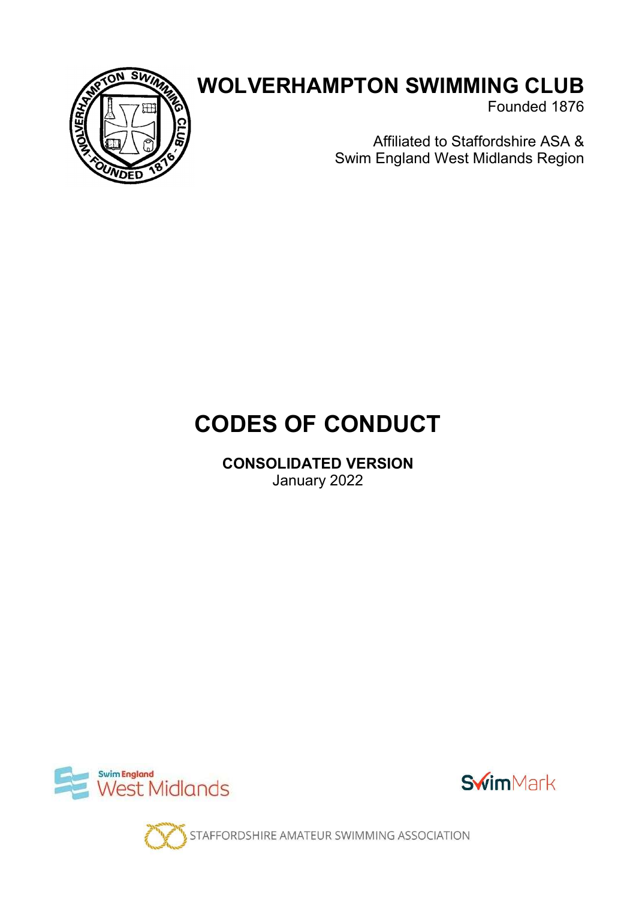# WOLVERHAMPTON SWIMMING CLUB

Founded 1876

Affiliated to Staffordshire ASA &
Swim England West Midlands Region

# CODES OF CONDUCT

**CONSOLIDATED VERSION**
January 2022

Swim England West Midlands

SwimMark

STAFFORDSHIRE AMATEUR SWIMMING ASSOCIATION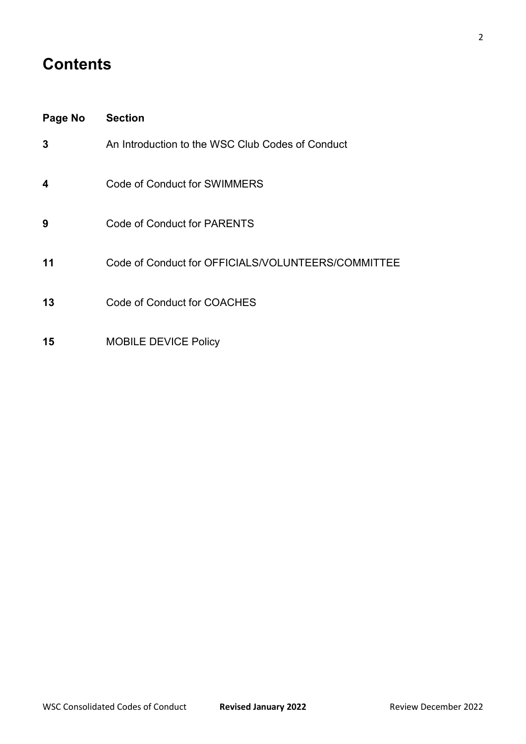# Contents

| Page No | Section |
| --- | --- |
| **3** | An Introduction to the WSC Club Codes of Conduct |
| **4** | Code of Conduct for SWIMMERS |
| **9** | Code of Conduct for PARENTS |
| **11** | Code of Conduct for OFFICIALS/VOLUNTEERS/COMMITTEE |
| **13** | Code of Conduct for COACHES |
| **15** | MOBILE DEVICE Policy |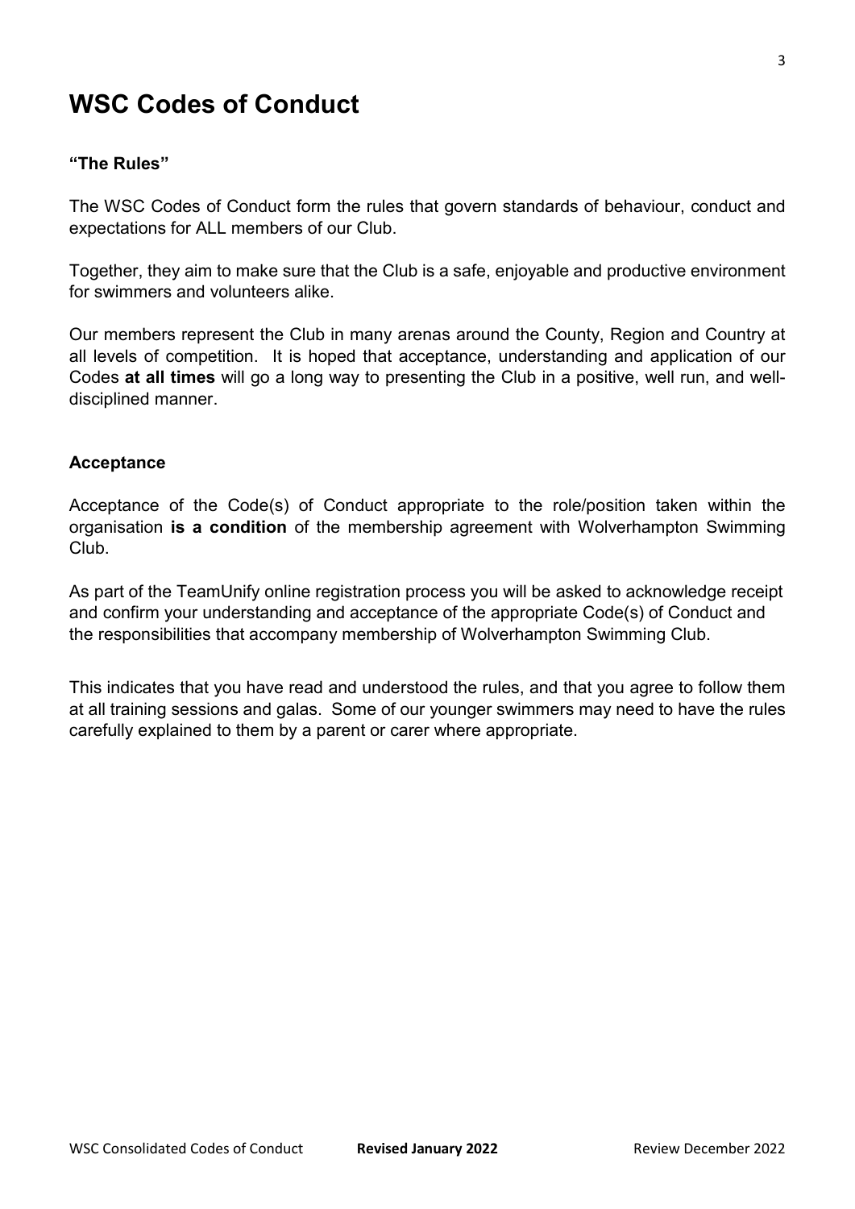# WSC Codes of Conduct

### **"The Rules"**

The WSC Codes of Conduct form the rules that govern standards of behaviour, conduct and expectations for ALL members of our Club.

Together, they aim to make sure that the Club is a safe, enjoyable and productive environment for swimmers and volunteers alike.

Our members represent the Club in many arenas around the County, Region and Country at all levels of competition. It is hoped that acceptance, understanding and application of our Codes **at all times** will go a long way to presenting the Club in a positive, well run, and well-disciplined manner.

### **Acceptance**

Acceptance of the Code(s) of Conduct appropriate to the role/position taken within the organisation **is a condition** of the membership agreement with Wolverhampton Swimming Club.

As part of the TeamUnify online registration process you will be asked to acknowledge receipt and confirm your understanding and acceptance of the appropriate Code(s) of Conduct and the responsibilities that accompany membership of Wolverhampton Swimming Club.

This indicates that you have read and understood the rules, and that you agree to follow them at all training sessions and galas. Some of our younger swimmers may need to have the rules carefully explained to them by a parent or carer where appropriate.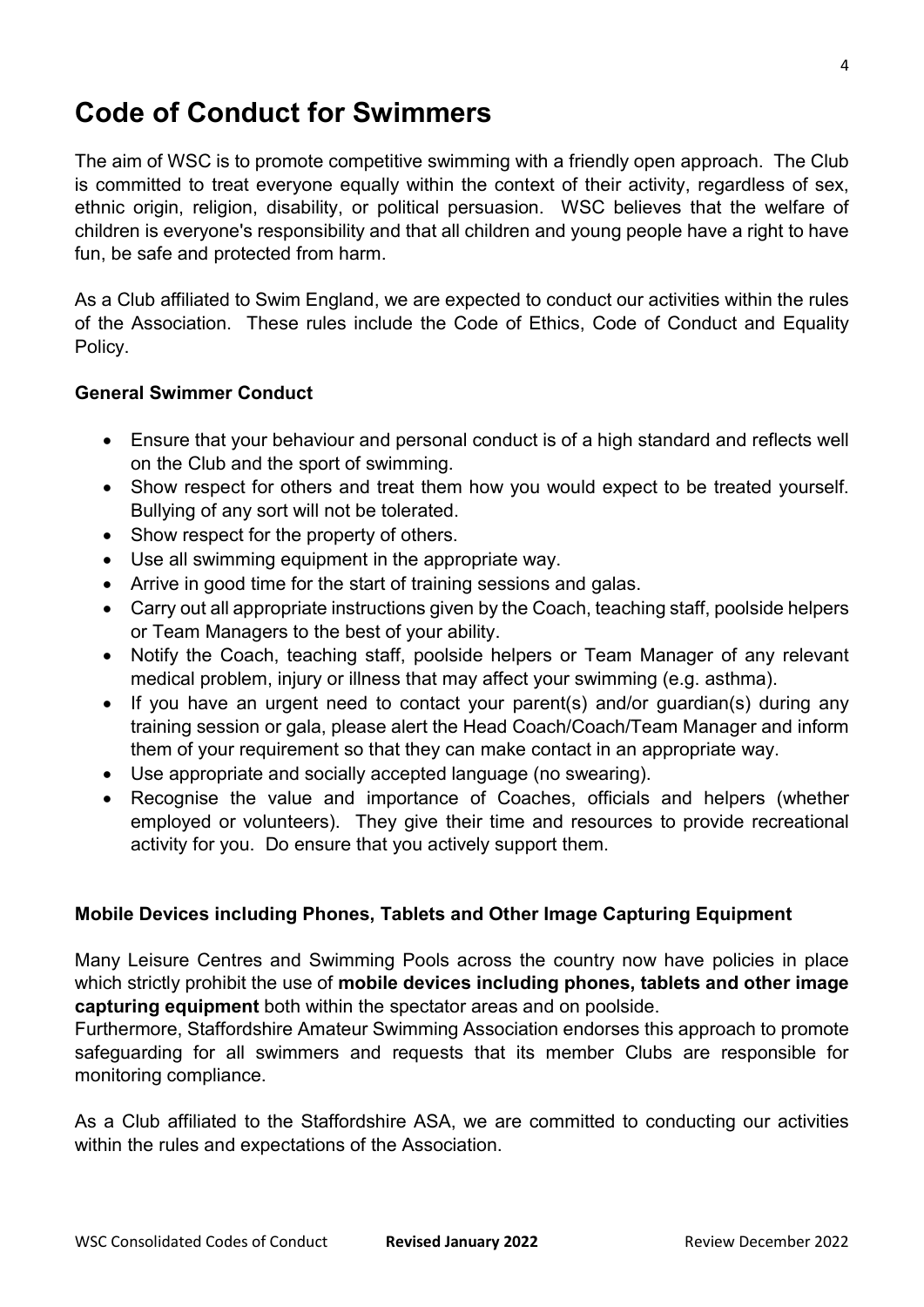# Code of Conduct for Swimmers

The aim of WSC is to promote competitive swimming with a friendly open approach. The Club is committed to treat everyone equally within the context of their activity, regardless of sex, ethnic origin, religion, disability, or political persuasion. WSC believes that the welfare of children is everyone's responsibility and that all children and young people have a right to have fun, be safe and protected from harm.

As a Club affiliated to Swim England, we are expected to conduct our activities within the rules of the Association. These rules include the Code of Ethics, Code of Conduct and Equality Policy.

### General Swimmer Conduct

- Ensure that your behaviour and personal conduct is of a high standard and reflects well on the Club and the sport of swimming.
- Show respect for others and treat them how you would expect to be treated yourself. Bullying of any sort will not be tolerated.
- Show respect for the property of others.
- Use all swimming equipment in the appropriate way.
- Arrive in good time for the start of training sessions and galas.
- Carry out all appropriate instructions given by the Coach, teaching staff, poolside helpers or Team Managers to the best of your ability.
- Notify the Coach, teaching staff, poolside helpers or Team Manager of any relevant medical problem, injury or illness that may affect your swimming (e.g. asthma).
- If you have an urgent need to contact your parent(s) and/or guardian(s) during any training session or gala, please alert the Head Coach/Coach/Team Manager and inform them of your requirement so that they can make contact in an appropriate way.
- Use appropriate and socially accepted language (no swearing).
- Recognise the value and importance of Coaches, officials and helpers (whether employed or volunteers). They give their time and resources to provide recreational activity for you. Do ensure that you actively support them.

### Mobile Devices including Phones, Tablets and Other Image Capturing Equipment

Many Leisure Centres and Swimming Pools across the country now have policies in place which strictly prohibit the use of **mobile devices including phones, tablets and other image capturing equipment** both within the spectator areas and on poolside.

Furthermore, Staffordshire Amateur Swimming Association endorses this approach to promote safeguarding for all swimmers and requests that its member Clubs are responsible for monitoring compliance.

As a Club affiliated to the Staffordshire ASA, we are committed to conducting our activities within the rules and expectations of the Association.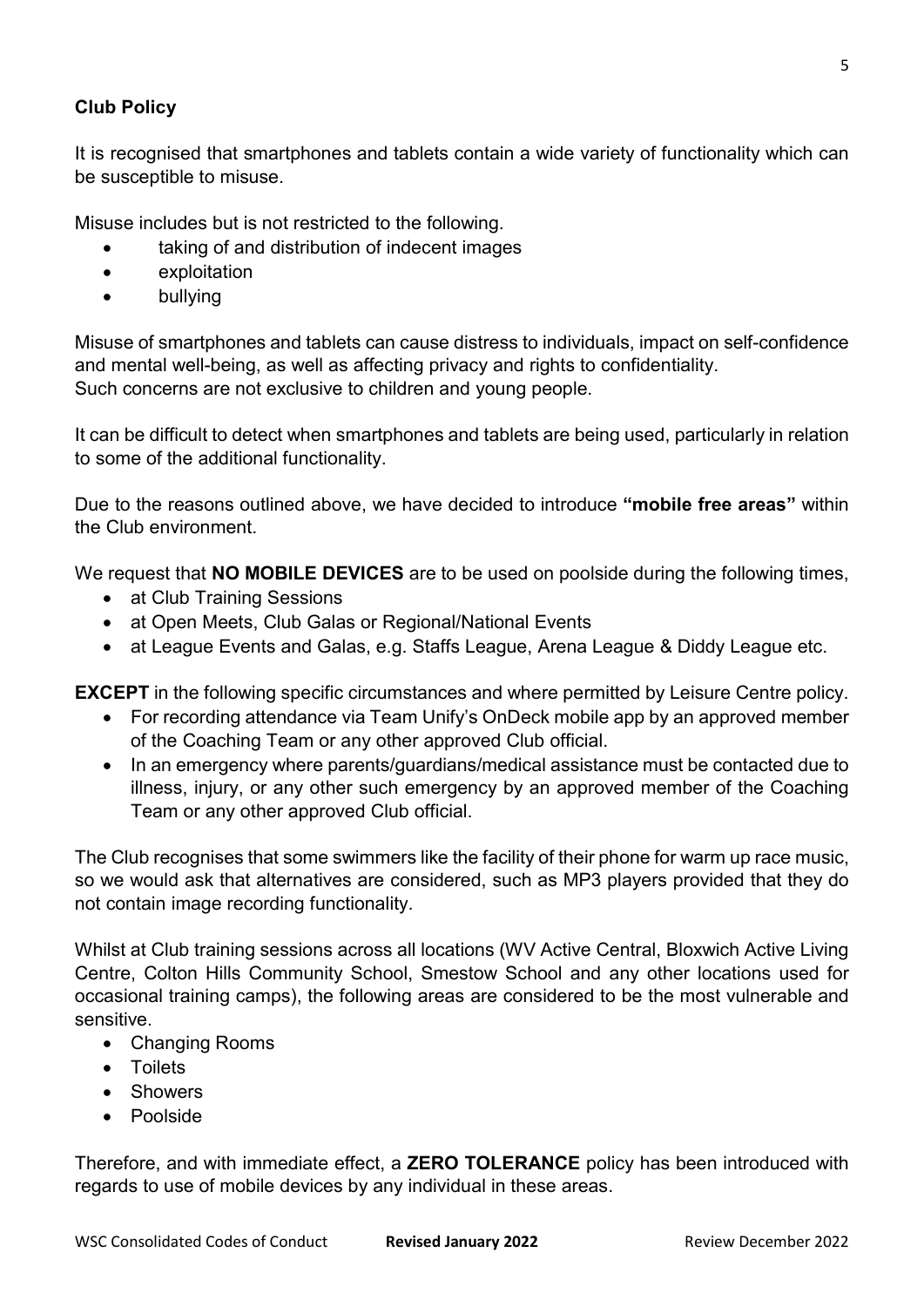**Club Policy**

It is recognised that smartphones and tablets contain a wide variety of functionality which can be susceptible to misuse.

Misuse includes but is not restricted to the following.

- taking of and distribution of indecent images
- exploitation
- bullying

Misuse of smartphones and tablets can cause distress to individuals, impact on self-confidence and mental well-being, as well as affecting privacy and rights to confidentiality.
Such concerns are not exclusive to children and young people.

It can be difficult to detect when smartphones and tablets are being used, particularly in relation to some of the additional functionality.

Due to the reasons outlined above, we have decided to introduce **"mobile free areas"** within the Club environment.

We request that **NO MOBILE DEVICES** are to be used on poolside during the following times,

- at Club Training Sessions
- at Open Meets, Club Galas or Regional/National Events
- at League Events and Galas, e.g. Staffs League, Arena League & Diddy League etc.

**EXCEPT** in the following specific circumstances and where permitted by Leisure Centre policy.

- For recording attendance via Team Unify's OnDeck mobile app by an approved member of the Coaching Team or any other approved Club official.
- In an emergency where parents/guardians/medical assistance must be contacted due to illness, injury, or any other such emergency by an approved member of the Coaching Team or any other approved Club official.

The Club recognises that some swimmers like the facility of their phone for warm up race music, so we would ask that alternatives are considered, such as MP3 players provided that they do not contain image recording functionality.

Whilst at Club training sessions across all locations (WV Active Central, Bloxwich Active Living Centre, Colton Hills Community School, Smestow School and any other locations used for occasional training camps), the following areas are considered to be the most vulnerable and sensitive.

- Changing Rooms
- Toilets
- Showers
- Poolside

Therefore, and with immediate effect, a **ZERO TOLERANCE** policy has been introduced with regards to use of mobile devices by any individual in these areas.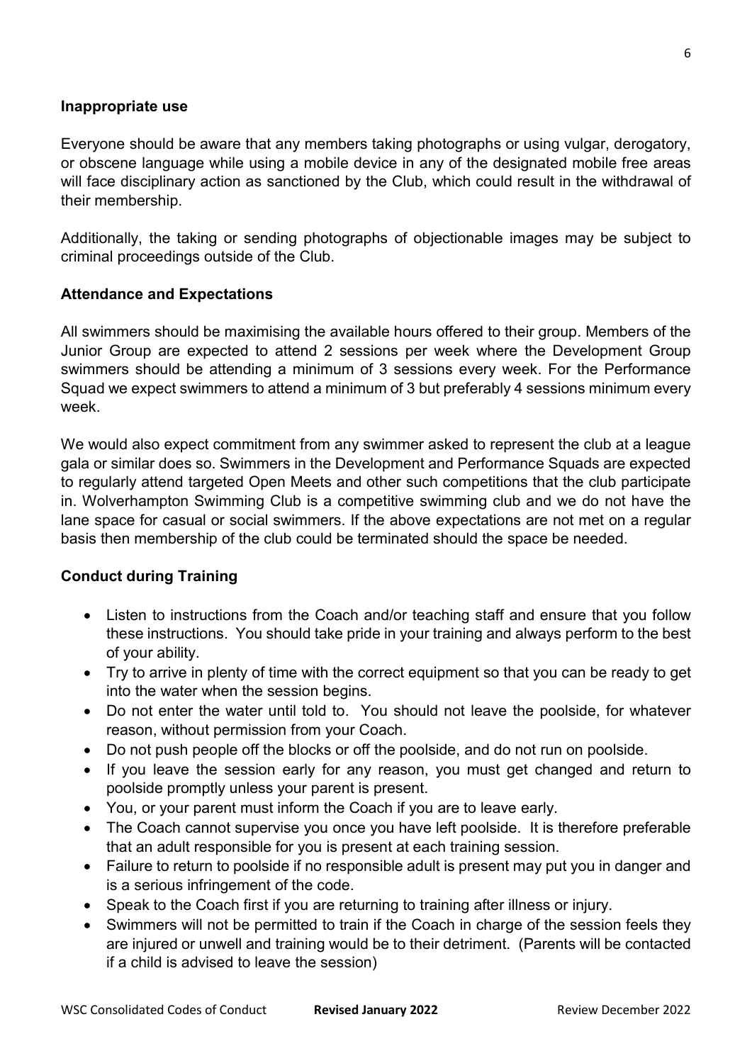**Inappropriate use**

Everyone should be aware that any members taking photographs or using vulgar, derogatory, or obscene language while using a mobile device in any of the designated mobile free areas will face disciplinary action as sanctioned by the Club, which could result in the withdrawal of their membership.

Additionally, the taking or sending photographs of objectionable images may be subject to criminal proceedings outside of the Club.

**Attendance and Expectations**

All swimmers should be maximising the available hours offered to their group. Members of the Junior Group are expected to attend 2 sessions per week where the Development Group swimmers should be attending a minimum of 3 sessions every week. For the Performance Squad we expect swimmers to attend a minimum of 3 but preferably 4 sessions minimum every week.

We would also expect commitment from any swimmer asked to represent the club at a league gala or similar does so. Swimmers in the Development and Performance Squads are expected to regularly attend targeted Open Meets and other such competitions that the club participate in. Wolverhampton Swimming Club is a competitive swimming club and we do not have the lane space for casual or social swimmers. If the above expectations are not met on a regular basis then membership of the club could be terminated should the space be needed.

**Conduct during Training**

- Listen to instructions from the Coach and/or teaching staff and ensure that you follow these instructions. You should take pride in your training and always perform to the best of your ability.
- Try to arrive in plenty of time with the correct equipment so that you can be ready to get into the water when the session begins.
- Do not enter the water until told to. You should not leave the poolside, for whatever reason, without permission from your Coach.
- Do not push people off the blocks or off the poolside, and do not run on poolside.
- If you leave the session early for any reason, you must get changed and return to poolside promptly unless your parent is present.
- You, or your parent must inform the Coach if you are to leave early.
- The Coach cannot supervise you once you have left poolside. It is therefore preferable that an adult responsible for you is present at each training session.
- Failure to return to poolside if no responsible adult is present may put you in danger and is a serious infringement of the code.
- Speak to the Coach first if you are returning to training after illness or injury.
- Swimmers will not be permitted to train if the Coach in charge of the session feels they are injured or unwell and training would be to their detriment. (Parents will be contacted if a child is advised to leave the session)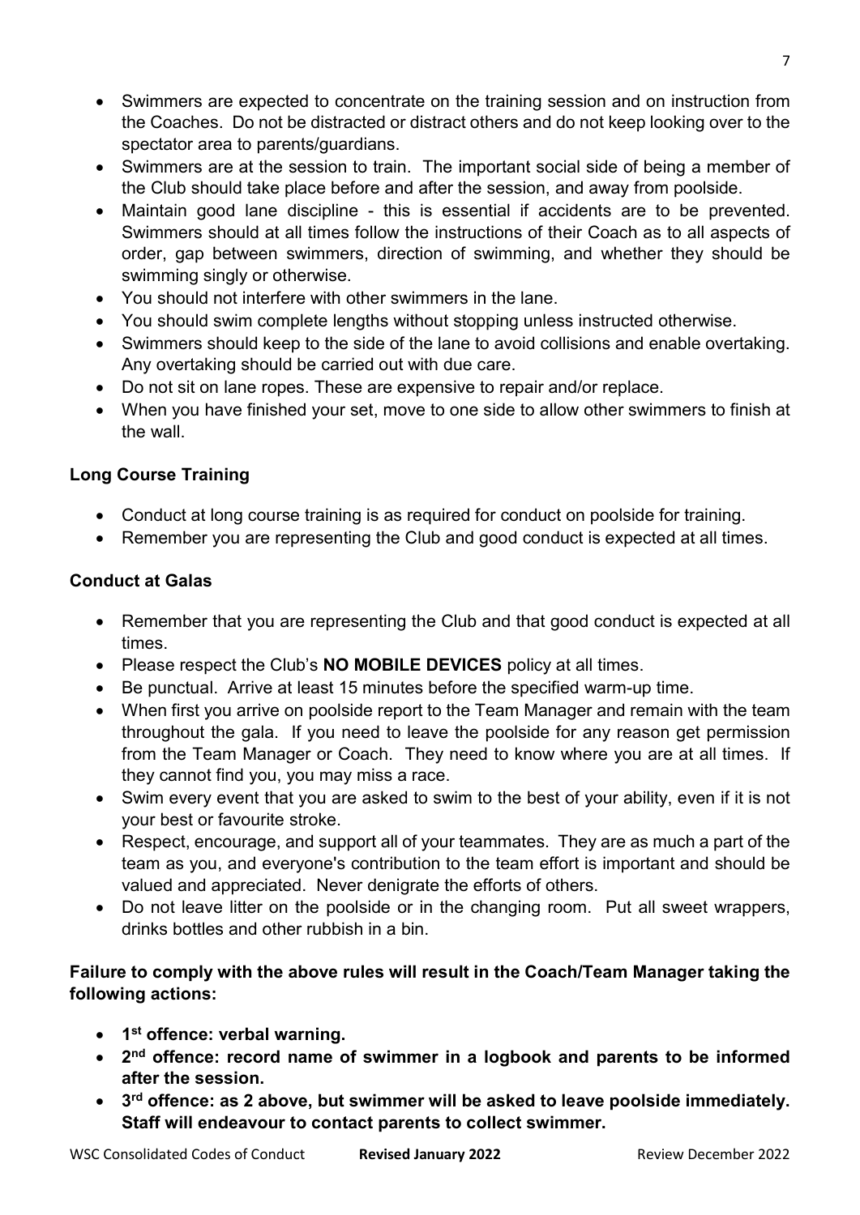- Swimmers are expected to concentrate on the training session and on instruction from the Coaches. Do not be distracted or distract others and do not keep looking over to the spectator area to parents/guardians.
- Swimmers are at the session to train. The important social side of being a member of the Club should take place before and after the session, and away from poolside.
- Maintain good lane discipline - this is essential if accidents are to be prevented. Swimmers should at all times follow the instructions of their Coach as to all aspects of order, gap between swimmers, direction of swimming, and whether they should be swimming singly or otherwise.
- You should not interfere with other swimmers in the lane.
- You should swim complete lengths without stopping unless instructed otherwise.
- Swimmers should keep to the side of the lane to avoid collisions and enable overtaking. Any overtaking should be carried out with due care.
- Do not sit on lane ropes. These are expensive to repair and/or replace.
- When you have finished your set, move to one side to allow other swimmers to finish at the wall.

### Long Course Training

- Conduct at long course training is as required for conduct on poolside for training.
- Remember you are representing the Club and good conduct is expected at all times.

### Conduct at Galas

- Remember that you are representing the Club and that good conduct is expected at all times.
- Please respect the Club's **NO MOBILE DEVICES** policy at all times.
- Be punctual. Arrive at least 15 minutes before the specified warm-up time.
- When first you arrive on poolside report to the Team Manager and remain with the team throughout the gala. If you need to leave the poolside for any reason get permission from the Team Manager or Coach. They need to know where you are at all times. If they cannot find you, you may miss a race.
- Swim every event that you are asked to swim to the best of your ability, even if it is not your best or favourite stroke.
- Respect, encourage, and support all of your teammates. They are as much a part of the team as you, and everyone's contribution to the team effort is important and should be valued and appreciated. Never denigrate the efforts of others.
- Do not leave litter on the poolside or in the changing room. Put all sweet wrappers, drinks bottles and other rubbish in a bin.

**Failure to comply with the above rules will result in the Coach/Team Manager taking the following actions:**

- **1st offence: verbal warning.**
- **2nd offence: record name of swimmer in a logbook and parents to be informed after the session.**
- **3rd offence: as 2 above, but swimmer will be asked to leave poolside immediately. Staff will endeavour to contact parents to collect swimmer.**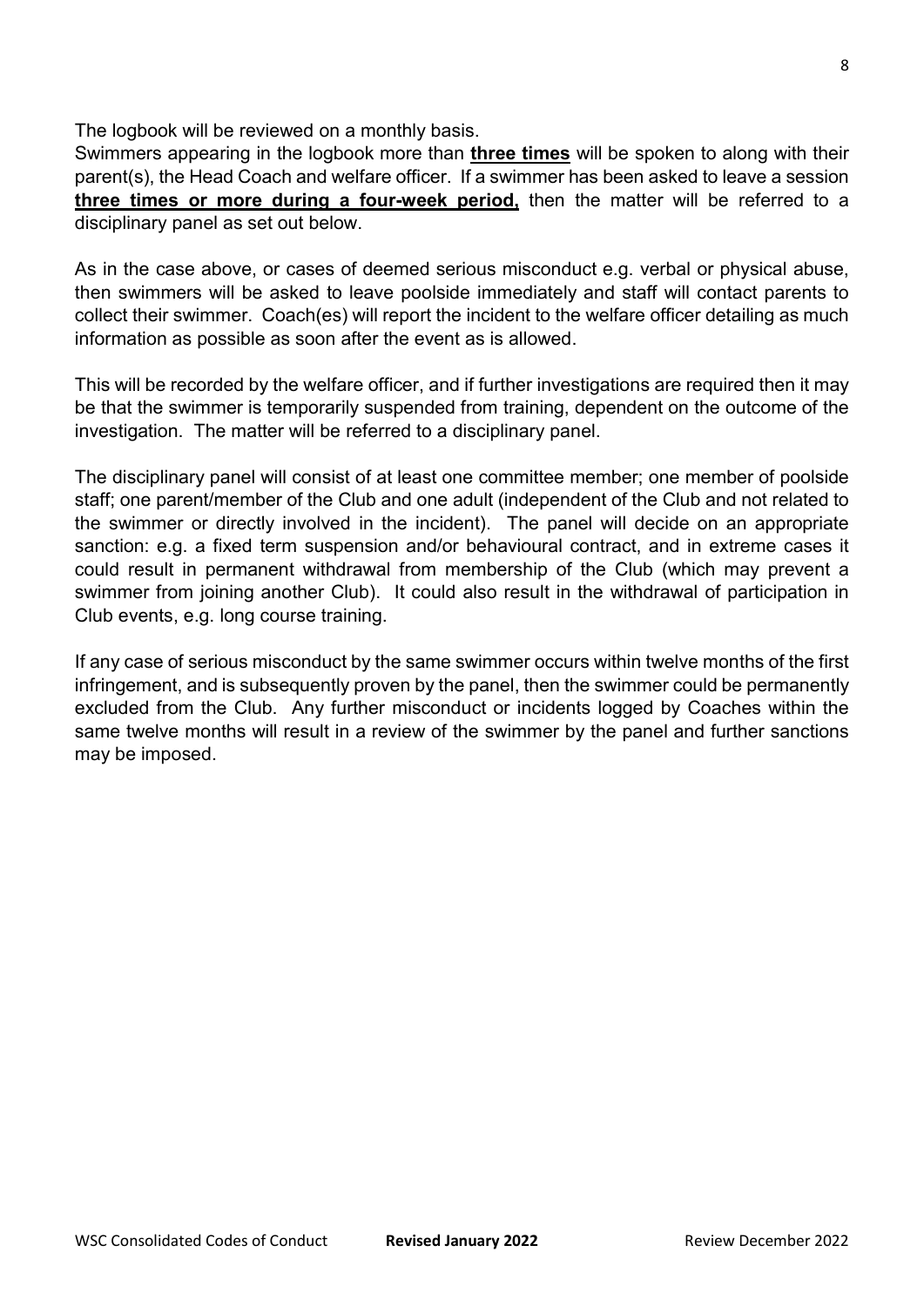The logbook will be reviewed on a monthly basis.

Swimmers appearing in the logbook more than **three times** will be spoken to along with their parent(s), the Head Coach and welfare officer. If a swimmer has been asked to leave a session **three times or more during a four-week period,** then the matter will be referred to a disciplinary panel as set out below.

As in the case above, or cases of deemed serious misconduct e.g. verbal or physical abuse, then swimmers will be asked to leave poolside immediately and staff will contact parents to collect their swimmer. Coach(es) will report the incident to the welfare officer detailing as much information as possible as soon after the event as is allowed.

This will be recorded by the welfare officer, and if further investigations are required then it may be that the swimmer is temporarily suspended from training, dependent on the outcome of the investigation. The matter will be referred to a disciplinary panel.

The disciplinary panel will consist of at least one committee member; one member of poolside staff; one parent/member of the Club and one adult (independent of the Club and not related to the swimmer or directly involved in the incident). The panel will decide on an appropriate sanction: e.g. a fixed term suspension and/or behavioural contract, and in extreme cases it could result in permanent withdrawal from membership of the Club (which may prevent a swimmer from joining another Club). It could also result in the withdrawal of participation in Club events, e.g. long course training.

If any case of serious misconduct by the same swimmer occurs within twelve months of the first infringement, and is subsequently proven by the panel, then the swimmer could be permanently excluded from the Club. Any further misconduct or incidents logged by Coaches within the same twelve months will result in a review of the swimmer by the panel and further sanctions may be imposed.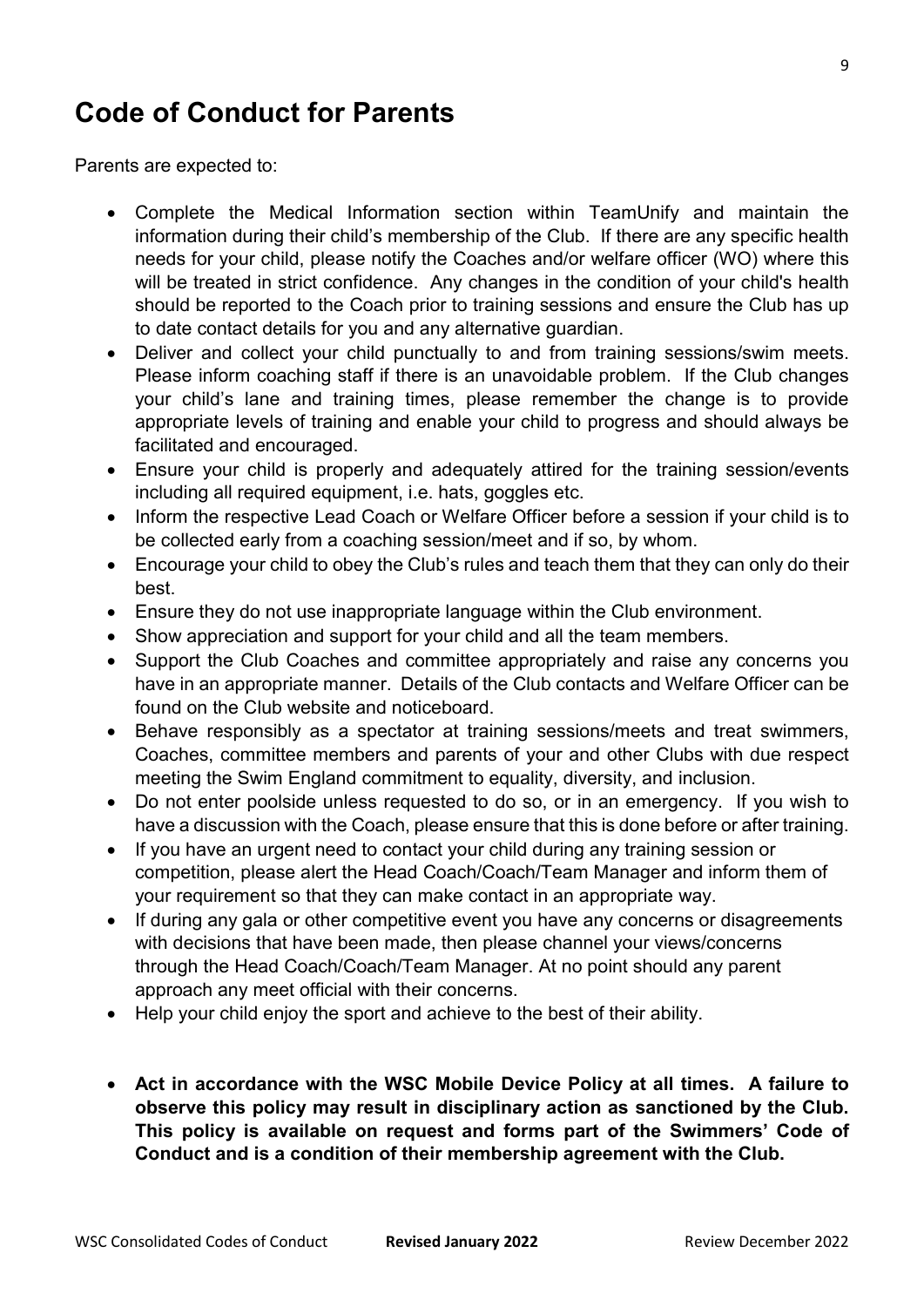# Code of Conduct for Parents

Parents are expected to:

- Complete the Medical Information section within TeamUnify and maintain the information during their child's membership of the Club. If there are any specific health needs for your child, please notify the Coaches and/or welfare officer (WO) where this will be treated in strict confidence. Any changes in the condition of your child's health should be reported to the Coach prior to training sessions and ensure the Club has up to date contact details for you and any alternative guardian.
- Deliver and collect your child punctually to and from training sessions/swim meets. Please inform coaching staff if there is an unavoidable problem. If the Club changes your child's lane and training times, please remember the change is to provide appropriate levels of training and enable your child to progress and should always be facilitated and encouraged.
- Ensure your child is properly and adequately attired for the training session/events including all required equipment, i.e. hats, goggles etc.
- Inform the respective Lead Coach or Welfare Officer before a session if your child is to be collected early from a coaching session/meet and if so, by whom.
- Encourage your child to obey the Club's rules and teach them that they can only do their best.
- Ensure they do not use inappropriate language within the Club environment.
- Show appreciation and support for your child and all the team members.
- Support the Club Coaches and committee appropriately and raise any concerns you have in an appropriate manner. Details of the Club contacts and Welfare Officer can be found on the Club website and noticeboard.
- Behave responsibly as a spectator at training sessions/meets and treat swimmers, Coaches, committee members and parents of your and other Clubs with due respect meeting the Swim England commitment to equality, diversity, and inclusion.
- Do not enter poolside unless requested to do so, or in an emergency. If you wish to have a discussion with the Coach, please ensure that this is done before or after training.
- If you have an urgent need to contact your child during any training session or competition, please alert the Head Coach/Coach/Team Manager and inform them of your requirement so that they can make contact in an appropriate way.
- If during any gala or other competitive event you have any concerns or disagreements with decisions that have been made, then please channel your views/concerns through the Head Coach/Coach/Team Manager. At no point should any parent approach any meet official with their concerns.
- Help your child enjoy the sport and achieve to the best of their ability.

- **Act in accordance with the WSC Mobile Device Policy at all times. A failure to observe this policy may result in disciplinary action as sanctioned by the Club. This policy is available on request and forms part of the Swimmers' Code of Conduct and is a condition of their membership agreement with the Club.**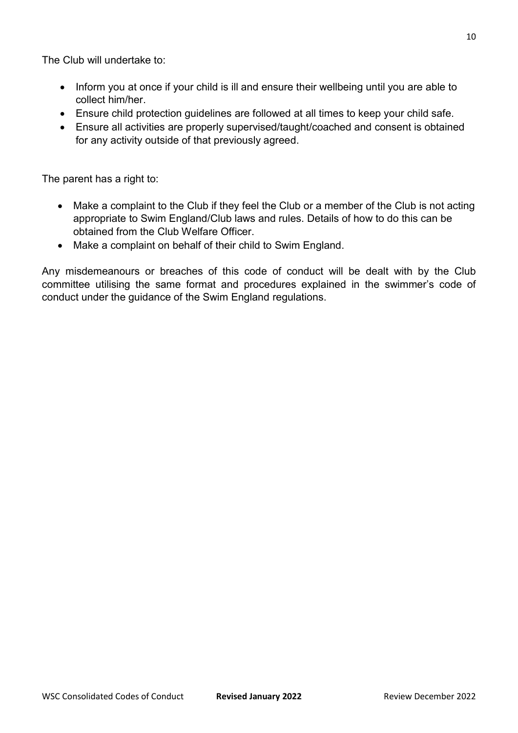The Club will undertake to:

- Inform you at once if your child is ill and ensure their wellbeing until you are able to collect him/her.
- Ensure child protection guidelines are followed at all times to keep your child safe.
- Ensure all activities are properly supervised/taught/coached and consent is obtained for any activity outside of that previously agreed.

The parent has a right to:

- Make a complaint to the Club if they feel the Club or a member of the Club is not acting appropriate to Swim England/Club laws and rules. Details of how to do this can be obtained from the Club Welfare Officer.
- Make a complaint on behalf of their child to Swim England.

Any misdemeanours or breaches of this code of conduct will be dealt with by the Club committee utilising the same format and procedures explained in the swimmer's code of conduct under the guidance of the Swim England regulations.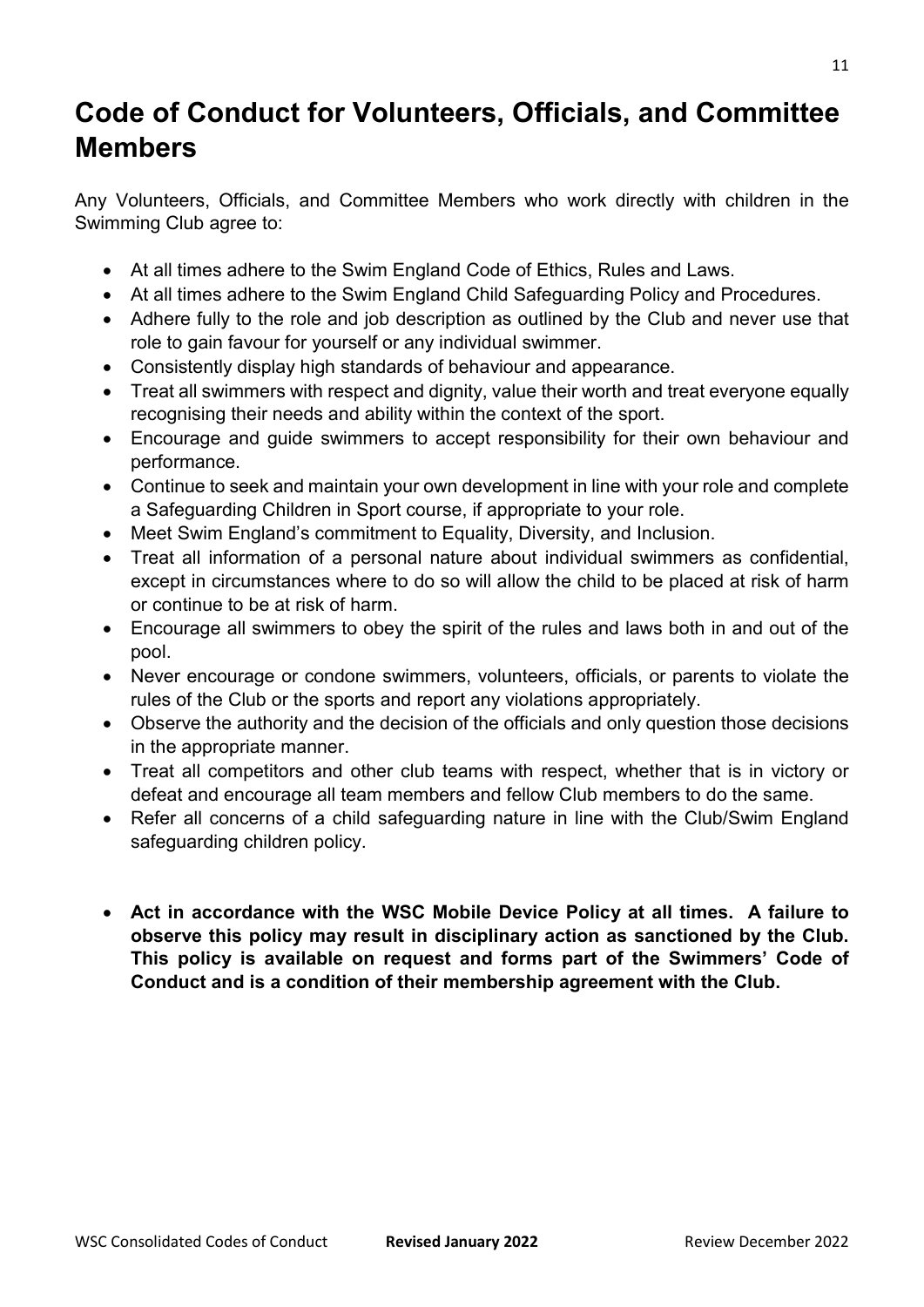# Code of Conduct for Volunteers, Officials, and Committee Members

Any Volunteers, Officials, and Committee Members who work directly with children in the Swimming Club agree to:

- At all times adhere to the Swim England Code of Ethics, Rules and Laws.
- At all times adhere to the Swim England Child Safeguarding Policy and Procedures.
- Adhere fully to the role and job description as outlined by the Club and never use that role to gain favour for yourself or any individual swimmer.
- Consistently display high standards of behaviour and appearance.
- Treat all swimmers with respect and dignity, value their worth and treat everyone equally recognising their needs and ability within the context of the sport.
- Encourage and guide swimmers to accept responsibility for their own behaviour and performance.
- Continue to seek and maintain your own development in line with your role and complete a Safeguarding Children in Sport course, if appropriate to your role.
- Meet Swim England's commitment to Equality, Diversity, and Inclusion.
- Treat all information of a personal nature about individual swimmers as confidential, except in circumstances where to do so will allow the child to be placed at risk of harm or continue to be at risk of harm.
- Encourage all swimmers to obey the spirit of the rules and laws both in and out of the pool.
- Never encourage or condone swimmers, volunteers, officials, or parents to violate the rules of the Club or the sports and report any violations appropriately.
- Observe the authority and the decision of the officials and only question those decisions in the appropriate manner.
- Treat all competitors and other club teams with respect, whether that is in victory or defeat and encourage all team members and fellow Club members to do the same.
- Refer all concerns of a child safeguarding nature in line with the Club/Swim England safeguarding children policy.

- **Act in accordance with the WSC Mobile Device Policy at all times. A failure to observe this policy may result in disciplinary action as sanctioned by the Club. This policy is available on request and forms part of the Swimmers' Code of Conduct and is a condition of their membership agreement with the Club.**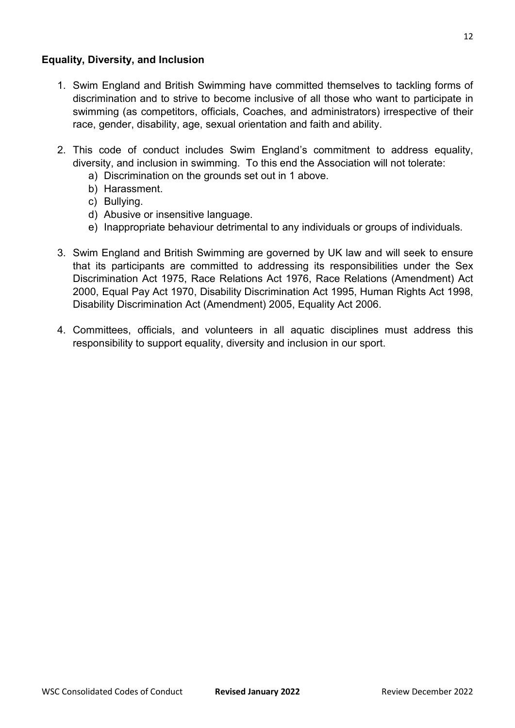## Equality, Diversity, and Inclusion

1. Swim England and British Swimming have committed themselves to tackling forms of discrimination and to strive to become inclusive of all those who want to participate in swimming (as competitors, officials, Coaches, and administrators) irrespective of their race, gender, disability, age, sexual orientation and faith and ability.

2. This code of conduct includes Swim England's commitment to address equality, diversity, and inclusion in swimming. To this end the Association will not tolerate:
   a) Discrimination on the grounds set out in 1 above.
   b) Harassment.
   c) Bullying.
   d) Abusive or insensitive language.
   e) Inappropriate behaviour detrimental to any individuals or groups of individuals.

3. Swim England and British Swimming are governed by UK law and will seek to ensure that its participants are committed to addressing its responsibilities under the Sex Discrimination Act 1975, Race Relations Act 1976, Race Relations (Amendment) Act 2000, Equal Pay Act 1970, Disability Discrimination Act 1995, Human Rights Act 1998, Disability Discrimination Act (Amendment) 2005, Equality Act 2006.

4. Committees, officials, and volunteers in all aquatic disciplines must address this responsibility to support equality, diversity and inclusion in our sport.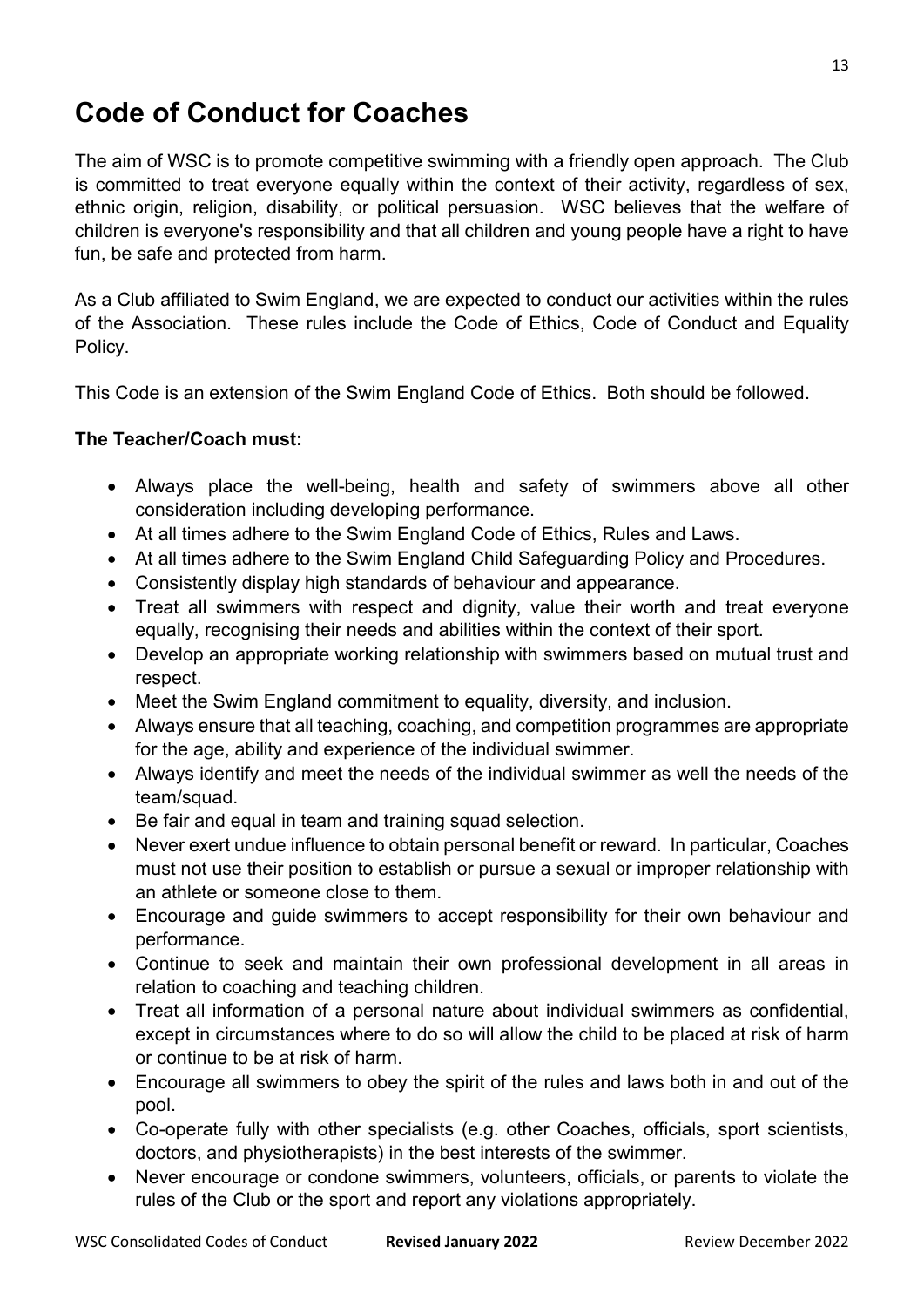# Code of Conduct for Coaches

The aim of WSC is to promote competitive swimming with a friendly open approach. The Club is committed to treat everyone equally within the context of their activity, regardless of sex, ethnic origin, religion, disability, or political persuasion. WSC believes that the welfare of children is everyone's responsibility and that all children and young people have a right to have fun, be safe and protected from harm.

As a Club affiliated to Swim England, we are expected to conduct our activities within the rules of the Association. These rules include the Code of Ethics, Code of Conduct and Equality Policy.

This Code is an extension of the Swim England Code of Ethics. Both should be followed.

**The Teacher/Coach must:**

- Always place the well-being, health and safety of swimmers above all other consideration including developing performance.
- At all times adhere to the Swim England Code of Ethics, Rules and Laws.
- At all times adhere to the Swim England Child Safeguarding Policy and Procedures.
- Consistently display high standards of behaviour and appearance.
- Treat all swimmers with respect and dignity, value their worth and treat everyone equally, recognising their needs and abilities within the context of their sport.
- Develop an appropriate working relationship with swimmers based on mutual trust and respect.
- Meet the Swim England commitment to equality, diversity, and inclusion.
- Always ensure that all teaching, coaching, and competition programmes are appropriate for the age, ability and experience of the individual swimmer.
- Always identify and meet the needs of the individual swimmer as well the needs of the team/squad.
- Be fair and equal in team and training squad selection.
- Never exert undue influence to obtain personal benefit or reward. In particular, Coaches must not use their position to establish or pursue a sexual or improper relationship with an athlete or someone close to them.
- Encourage and guide swimmers to accept responsibility for their own behaviour and performance.
- Continue to seek and maintain their own professional development in all areas in relation to coaching and teaching children.
- Treat all information of a personal nature about individual swimmers as confidential, except in circumstances where to do so will allow the child to be placed at risk of harm or continue to be at risk of harm.
- Encourage all swimmers to obey the spirit of the rules and laws both in and out of the pool.
- Co-operate fully with other specialists (e.g. other Coaches, officials, sport scientists, doctors, and physiotherapists) in the best interests of the swimmer.
- Never encourage or condone swimmers, volunteers, officials, or parents to violate the rules of the Club or the sport and report any violations appropriately.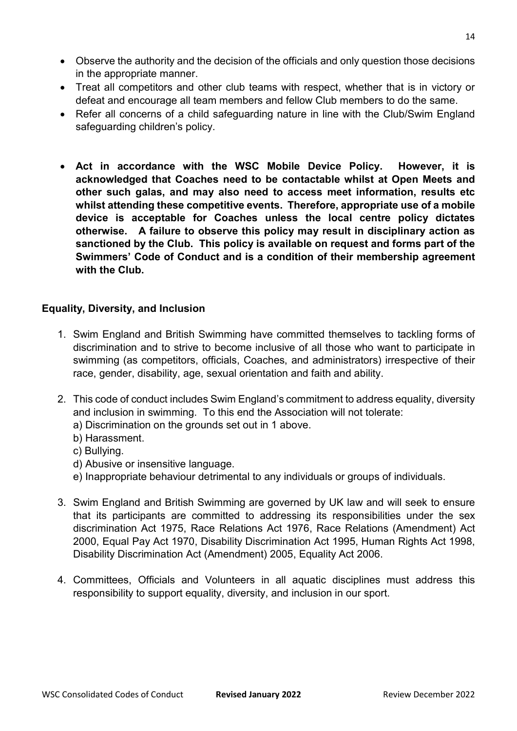- Observe the authority and the decision of the officials and only question those decisions in the appropriate manner.
- Treat all competitors and other club teams with respect, whether that is in victory or defeat and encourage all team members and fellow Club members to do the same.
- Refer all concerns of a child safeguarding nature in line with the Club/Swim England safeguarding children's policy.

- **Act in accordance with the WSC Mobile Device Policy. However, it is acknowledged that Coaches need to be contactable whilst at Open Meets and other such galas, and may also need to access meet information, results etc whilst attending these competitive events. Therefore, appropriate use of a mobile device is acceptable for Coaches unless the local centre policy dictates otherwise. A failure to observe this policy may result in disciplinary action as sanctioned by the Club. This policy is available on request and forms part of the Swimmers' Code of Conduct and is a condition of their membership agreement with the Club.**

**Equality, Diversity, and Inclusion**

1. Swim England and British Swimming have committed themselves to tackling forms of discrimination and to strive to become inclusive of all those who want to participate in swimming (as competitors, officials, Coaches, and administrators) irrespective of their race, gender, disability, age, sexual orientation and faith and ability.

2. This code of conduct includes Swim England's commitment to address equality, diversity and inclusion in swimming. To this end the Association will not tolerate:
   a) Discrimination on the grounds set out in 1 above.
   b) Harassment.
   c) Bullying.
   d) Abusive or insensitive language.
   e) Inappropriate behaviour detrimental to any individuals or groups of individuals.

3. Swim England and British Swimming are governed by UK law and will seek to ensure that its participants are committed to addressing its responsibilities under the sex discrimination Act 1975, Race Relations Act 1976, Race Relations (Amendment) Act 2000, Equal Pay Act 1970, Disability Discrimination Act 1995, Human Rights Act 1998, Disability Discrimination Act (Amendment) 2005, Equality Act 2006.

4. Committees, Officials and Volunteers in all aquatic disciplines must address this responsibility to support equality, diversity, and inclusion in our sport.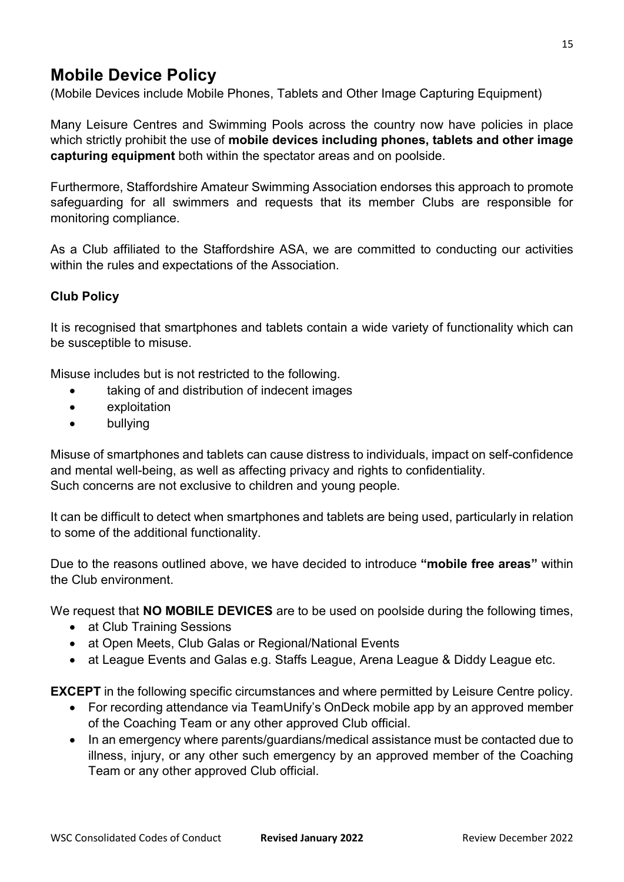# Mobile Device Policy

(Mobile Devices include Mobile Phones, Tablets and Other Image Capturing Equipment)

Many Leisure Centres and Swimming Pools across the country now have policies in place which strictly prohibit the use of **mobile devices including phones, tablets and other image capturing equipment** both within the spectator areas and on poolside.

Furthermore, Staffordshire Amateur Swimming Association endorses this approach to promote safeguarding for all swimmers and requests that its member Clubs are responsible for monitoring compliance.

As a Club affiliated to the Staffordshire ASA, we are committed to conducting our activities within the rules and expectations of the Association.

**Club Policy**

It is recognised that smartphones and tablets contain a wide variety of functionality which can be susceptible to misuse.

Misuse includes but is not restricted to the following.

- taking of and distribution of indecent images
- exploitation
- bullying

Misuse of smartphones and tablets can cause distress to individuals, impact on self-confidence and mental well-being, as well as affecting privacy and rights to confidentiality.
Such concerns are not exclusive to children and young people.

It can be difficult to detect when smartphones and tablets are being used, particularly in relation to some of the additional functionality.

Due to the reasons outlined above, we have decided to introduce **"mobile free areas"** within the Club environment.

We request that **NO MOBILE DEVICES** are to be used on poolside during the following times,

- at Club Training Sessions
- at Open Meets, Club Galas or Regional/National Events
- at League Events and Galas e.g. Staffs League, Arena League & Diddy League etc.

**EXCEPT** in the following specific circumstances and where permitted by Leisure Centre policy.

- For recording attendance via TeamUnify's OnDeck mobile app by an approved member of the Coaching Team or any other approved Club official.
- In an emergency where parents/guardians/medical assistance must be contacted due to illness, injury, or any other such emergency by an approved member of the Coaching Team or any other approved Club official.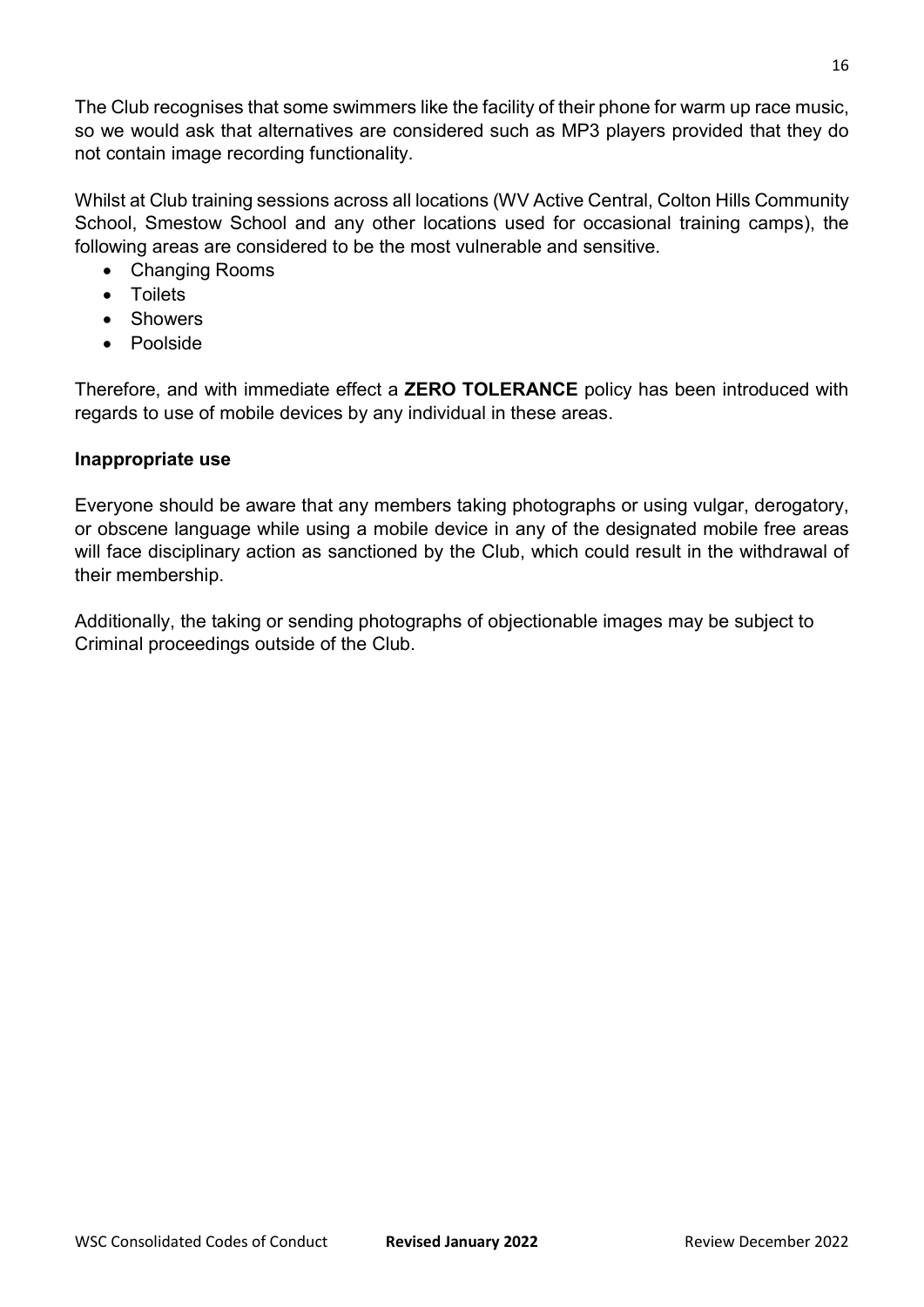The Club recognises that some swimmers like the facility of their phone for warm up race music, so we would ask that alternatives are considered such as MP3 players provided that they do not contain image recording functionality.

Whilst at Club training sessions across all locations (WV Active Central, Colton Hills Community School, Smestow School and any other locations used for occasional training camps), the following areas are considered to be the most vulnerable and sensitive.

- Changing Rooms
- Toilets
- Showers
- Poolside

Therefore, and with immediate effect a **ZERO TOLERANCE** policy has been introduced with regards to use of mobile devices by any individual in these areas.

**Inappropriate use**

Everyone should be aware that any members taking photographs or using vulgar, derogatory, or obscene language while using a mobile device in any of the designated mobile free areas will face disciplinary action as sanctioned by the Club, which could result in the withdrawal of their membership.

Additionally, the taking or sending photographs of objectionable images may be subject to Criminal proceedings outside of the Club.